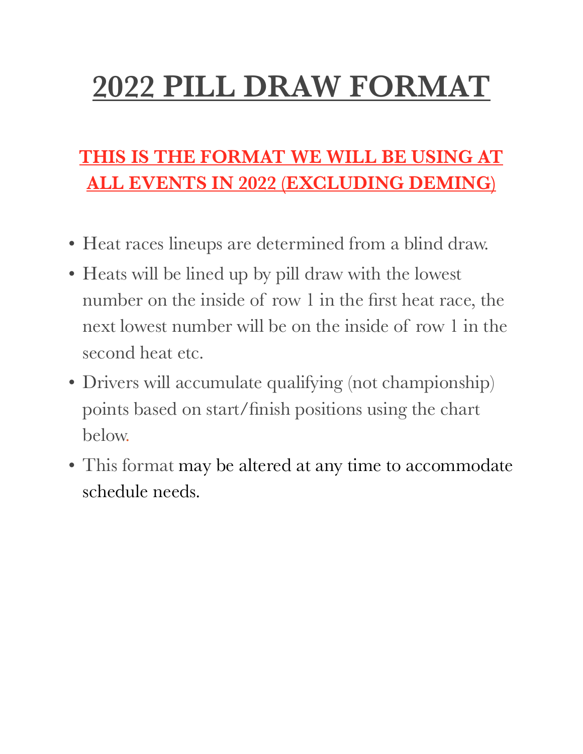# 2022 PILL DRAW FORMAT

## THIS IS THE FORMAT WE WILL BE USING AT ALL EVENTS IN 2022 (EXCLUDING DEMING)

- Heat races lineups are determined from a blind draw.
- Heats will be lined up by pill draw with the lowest number on the inside of row 1 in the first heat race, the next lowest number will be on the inside of row 1 in the second heat etc.
- Drivers will accumulate qualifying (not championship) points based on start/finish positions using the chart below.
- This format may be altered at any time to accommodate schedule needs.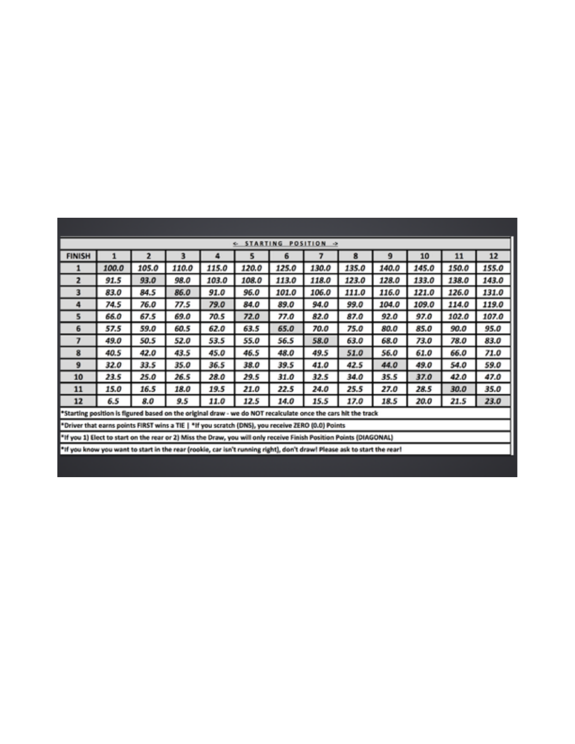| FINISH | 1 | 2 | 3 | 4 | 5 | 6 | 7 | 8 | 9 | 10 | 11 | 12 |
|---|---|---|---|---|---|---|---|---|---|---|---|---|
| | ← STARTING POSITION → | | | | | | | | | | | |
| 1 | 100.0 | 105.0 | 110.0 | 115.0 | 120.0 | 125.0 | 130.0 | 135.0 | 140.0 | 145.0 | 150.0 | 155.0 |
| 2 | 91.5 | 93.0 | 98.0 | 103.0 | 108.0 | 113.0 | 118.0 | 123.0 | 128.0 | 133.0 | 138.0 | 143.0 |
| 3 | 83.0 | 84.5 | 86.0 | 91.0 | 96.0 | 101.0 | 106.0 | 111.0 | 116.0 | 121.0 | 126.0 | 131.0 |
| 4 | 74.5 | 76.0 | 77.5 | 79.0 | 84.0 | 89.0 | 94.0 | 99.0 | 104.0 | 109.0 | 114.0 | 119.0 |
| 5 | 66.0 | 67.5 | 69.0 | 70.5 | 72.0 | 77.0 | 82.0 | 87.0 | 92.0 | 97.0 | 102.0 | 107.0 |
| 6 | 57.5 | 59.0 | 60.5 | 62.0 | 63.5 | 65.0 | 70.0 | 75.0 | 80.0 | 85.0 | 90.0 | 95.0 |
| 7 | 49.0 | 50.5 | 52.0 | 53.5 | 55.0 | 56.5 | 58.0 | 63.0 | 68.0 | 73.0 | 78.0 | 83.0 |
| 8 | 40.5 | 42.0 | 43.5 | 45.0 | 46.5 | 48.0 | 49.5 | 51.0 | 56.0 | 61.0 | 66.0 | 71.0 |
| 9 | 32.0 | 33.5 | 35.0 | 36.5 | 38.0 | 39.5 | 41.0 | 42.5 | 44.0 | 49.0 | 54.0 | 59.0 |
| 10 | 23.5 | 25.0 | 26.5 | 28.0 | 29.5 | 31.0 | 32.5 | 34.0 | 35.5 | 37.0 | 42.0 | 47.0 |
| 11 | 15.0 | 16.5 | 18.0 | 19.5 | 21.0 | 22.5 | 24.0 | 25.5 | 27.0 | 28.5 | 30.0 | 35.0 |
| 12 | 6.5 | 8.0 | 9.5 | 11.0 | 12.5 | 14.0 | 15.5 | 17.0 | 18.5 | 20.0 | 21.5 | 23.0 |

*Starting position is figured based on the original draw - we do NOT recalculate once the cars hit the track

*Driver that earns points FIRST wins a TIE | *If you scratch (DNS), you receive ZERO (0.0) Points

*If you 1) Elect to start on the rear or 2) Miss the Draw, you will only receive Finish Position Points (DIAGONAL)

*If you know you want to start in the rear (rookie, car isn't running right), don't draw! Please ask to start the rear!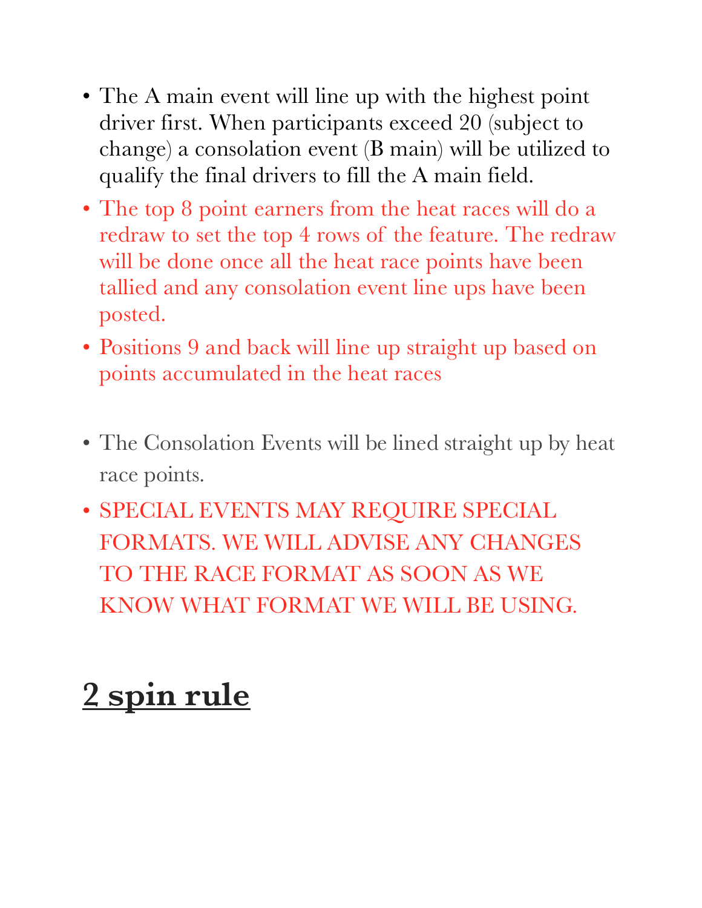- The A main event will line up with the highest point driver first. When participants exceed 20 (subject to change) a consolation event (B main) will be utilized to qualify the final drivers to fill the A main field.
- The top 8 point earners from the heat races will do a redraw to set the top 4 rows of the feature. The redraw will be done once all the heat race points have been tallied and any consolation event line ups have been posted.
- Positions 9 and back will line up straight up based on points accumulated in the heat races

- The Consolation Events will be lined straight up by heat race points.
- SPECIAL EVENTS MAY REQUIRE SPECIAL FORMATS. WE WILL ADVISE ANY CHANGES TO THE RACE FORMAT AS SOON AS WE KNOW WHAT FORMAT WE WILL BE USING.

## 2 spin rule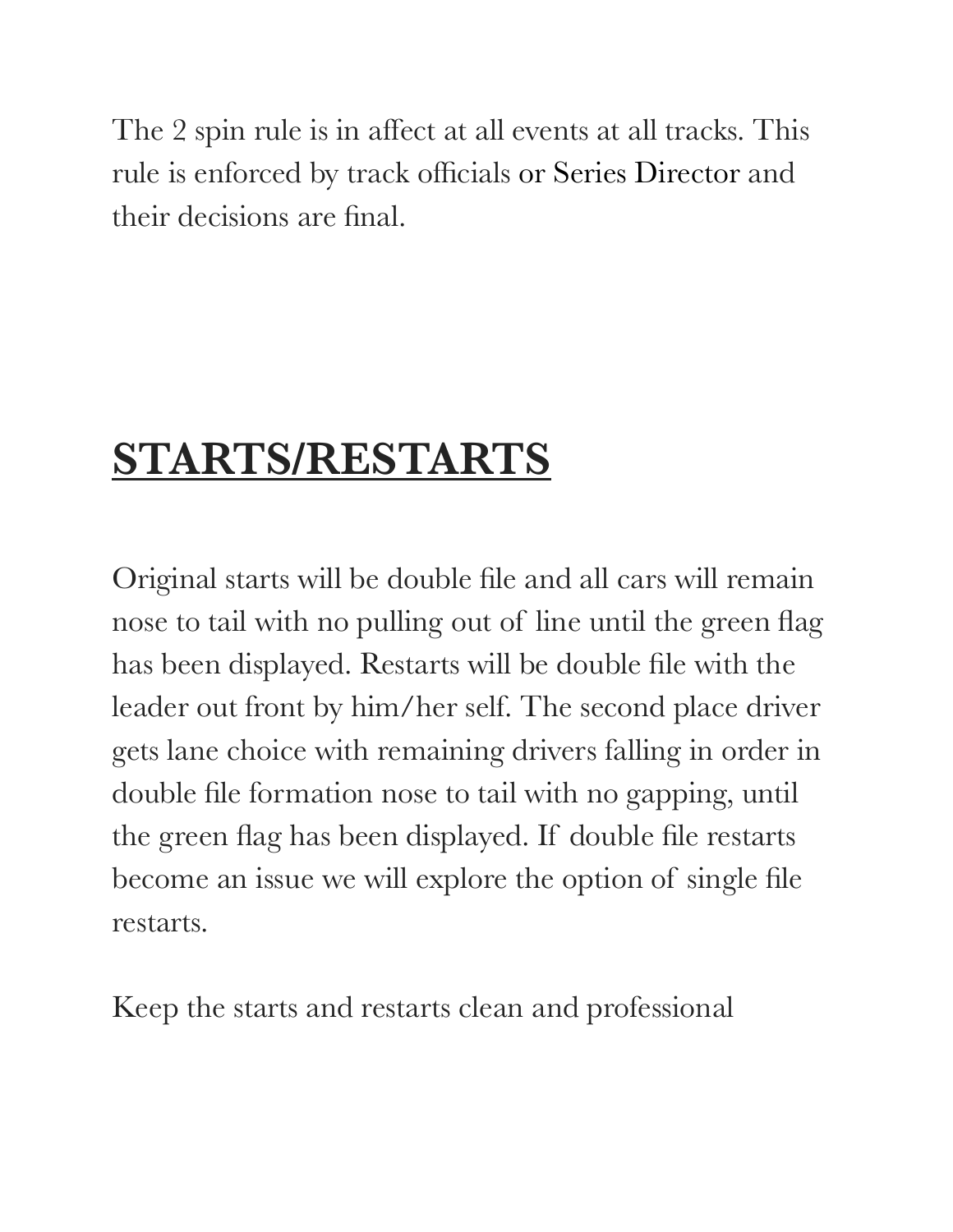The 2 spin rule is in affect at all events at all tracks. This rule is enforced by track officials or Series Director and their decisions are final.

## STARTS/RESTARTS

Original starts will be double file and all cars will remain nose to tail with no pulling out of line until the green flag has been displayed. Restarts will be double file with the leader out front by him/her self. The second place driver gets lane choice with remaining drivers falling in order in double file formation nose to tail with no gapping, until the green flag has been displayed. If double file restarts become an issue we will explore the option of single file restarts.

Keep the starts and restarts clean and professional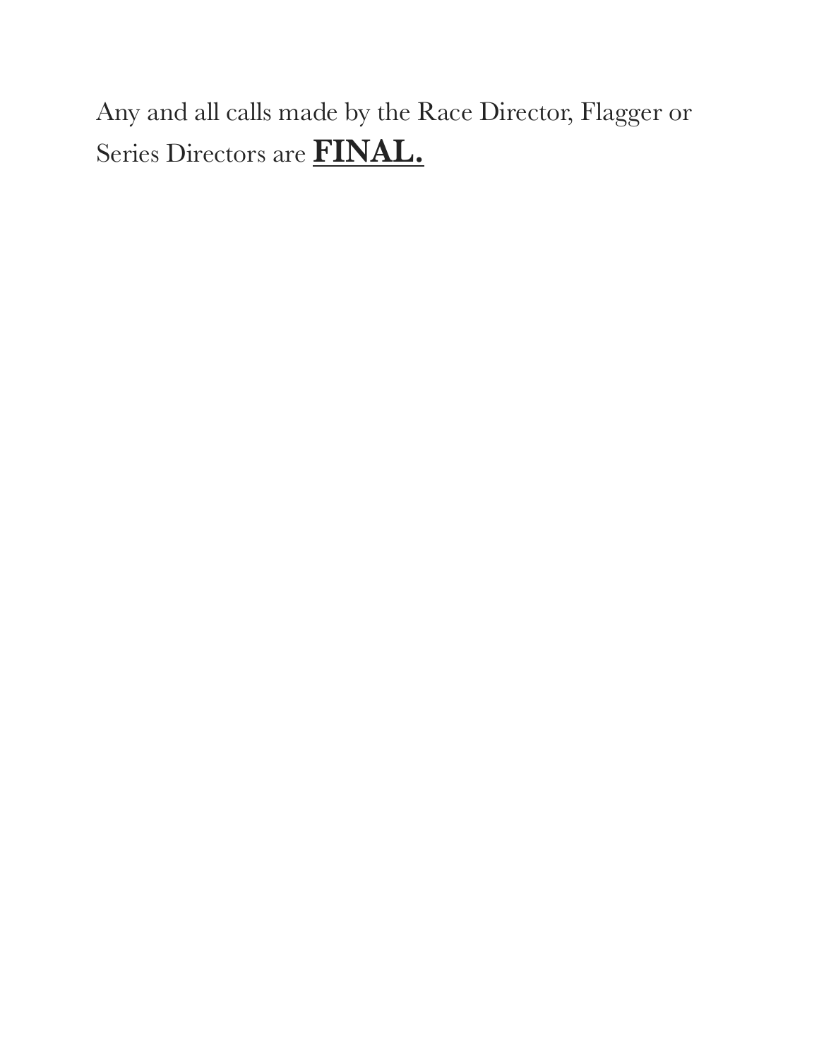Any and all calls made by the Race Director, Flagger or Series Directors are <u>**FINAL.**</u>